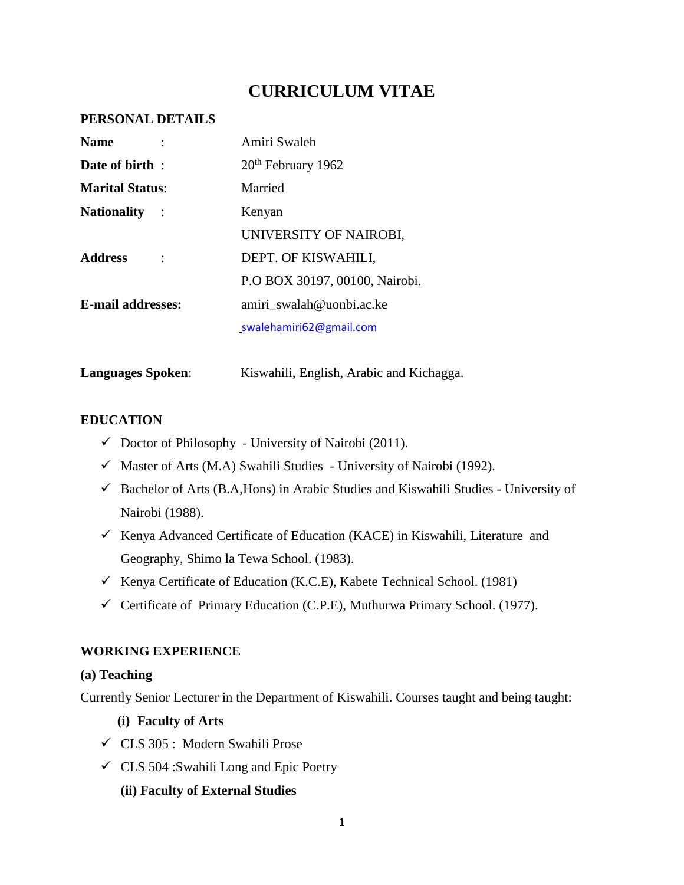# CURRICULUM VITAE

## PERSONAL DETAILS

| | |
|---|---|
| **Name** : | Amiri Swaleh |
| **Date of birth** : | 20th February 1962 |
| **Marital Status**: | Married |
| **Nationality** : | Kenyan |
| **Address** : | UNIVERSITY OF NAIROBI, DEPT. OF KISWAHILI, P.O BOX 30197, 00100, Nairobi. |
| **E-mail addresses:** | amiri_swalah@uonbi.ac.ke swalehamiri62@gmail.com |
| **Languages Spoken**: | Kiswahili, English, Arabic and Kichagga. |

## EDUCATION

- ✓ Doctor of Philosophy - University of Nairobi (2011).
- ✓ Master of Arts (M.A) Swahili Studies - University of Nairobi (1992).
- ✓ Bachelor of Arts (B.A,Hons) in Arabic Studies and Kiswahili Studies - University of Nairobi (1988).
- ✓ Kenya Advanced Certificate of Education (KACE) in Kiswahili, Literature and Geography, Shimo la Tewa School. (1983).
- ✓ Kenya Certificate of Education (K.C.E), Kabete Technical School. (1981)
- ✓ Certificate of Primary Education (C.P.E), Muthurwa Primary School. (1977).

## WORKING EXPERIENCE

### (a) Teaching

Currently Senior Lecturer in the Department of Kiswahili. Courses taught and being taught:

**(i) Faculty of Arts**

- ✓ CLS 305 : Modern Swahili Prose
- ✓ CLS 504 :Swahili Long and Epic Poetry

**(ii) Faculty of External Studies**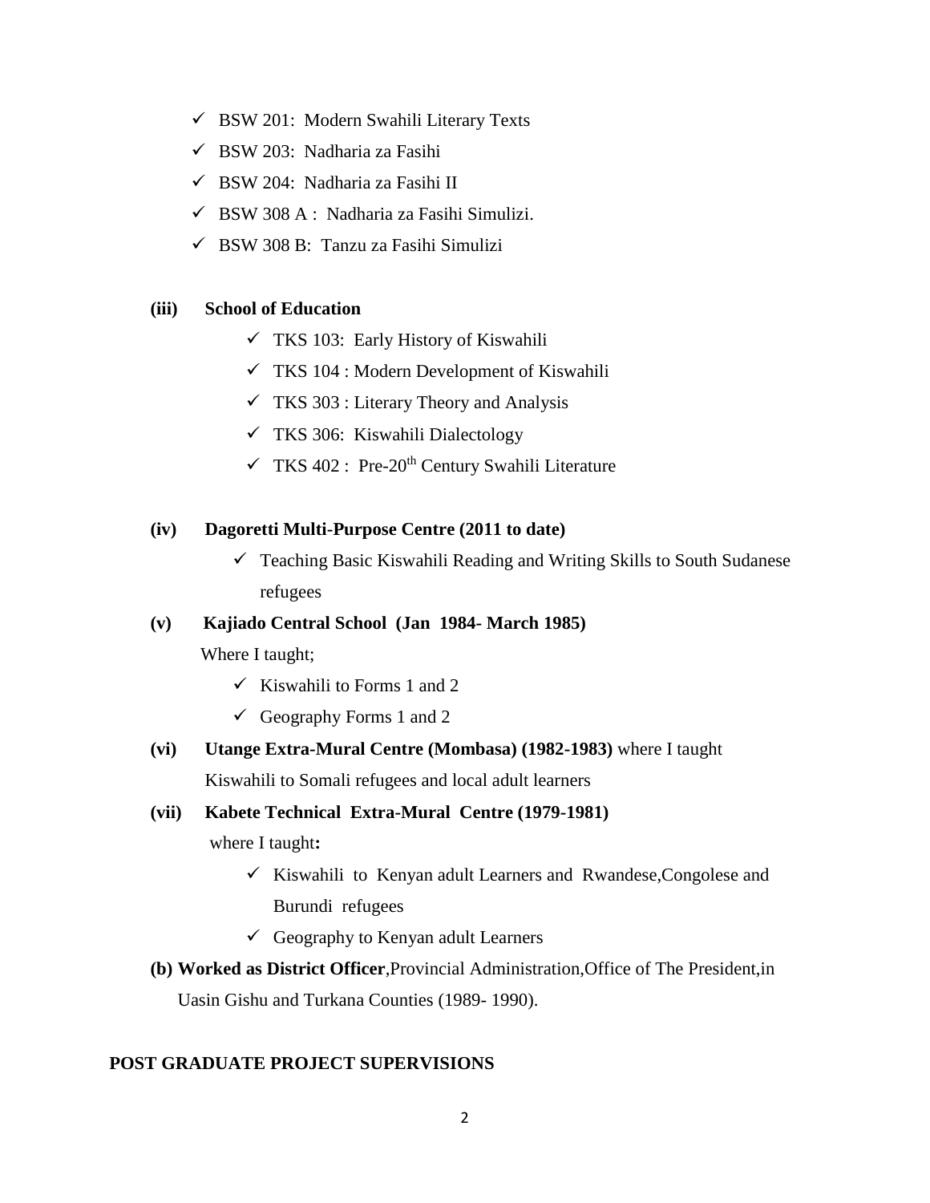- ✓ BSW 201: Modern Swahili Literary Texts
- ✓ BSW 203: Nadharia za Fasihi
- ✓ BSW 204: Nadharia za Fasihi II
- ✓ BSW 308 A : Nadharia za Fasihi Simulizi.
- ✓ BSW 308 B: Tanzu za Fasihi Simulizi

**(iii) School of Education**

- ✓ TKS 103: Early History of Kiswahili
- ✓ TKS 104 : Modern Development of Kiswahili
- ✓ TKS 303 : Literary Theory and Analysis
- ✓ TKS 306: Kiswahili Dialectology
- ✓ TKS 402 : Pre-20th Century Swahili Literature

**(iv) Dagoretti Multi-Purpose Centre (2011 to date)**

- ✓ Teaching Basic Kiswahili Reading and Writing Skills to South Sudanese refugees

**(v) Kajiado Central School (Jan 1984- March 1985)**

Where I taught;

- ✓ Kiswahili to Forms 1 and 2
- ✓ Geography Forms 1 and 2

**(vi) Utange Extra-Mural Centre (Mombasa) (1982-1983)** where I taught Kiswahili to Somali refugees and local adult learners

**(vii) Kabete Technical Extra-Mural Centre (1979-1981)**

where I taught**:**

- ✓ Kiswahili to Kenyan adult Learners and Rwandese,Congolese and Burundi refugees
- ✓ Geography to Kenyan adult Learners

**(b) Worked as District Officer**,Provincial Administration,Office of The President,in Uasin Gishu and Turkana Counties (1989- 1990).

## POST GRADUATE PROJECT SUPERVISIONS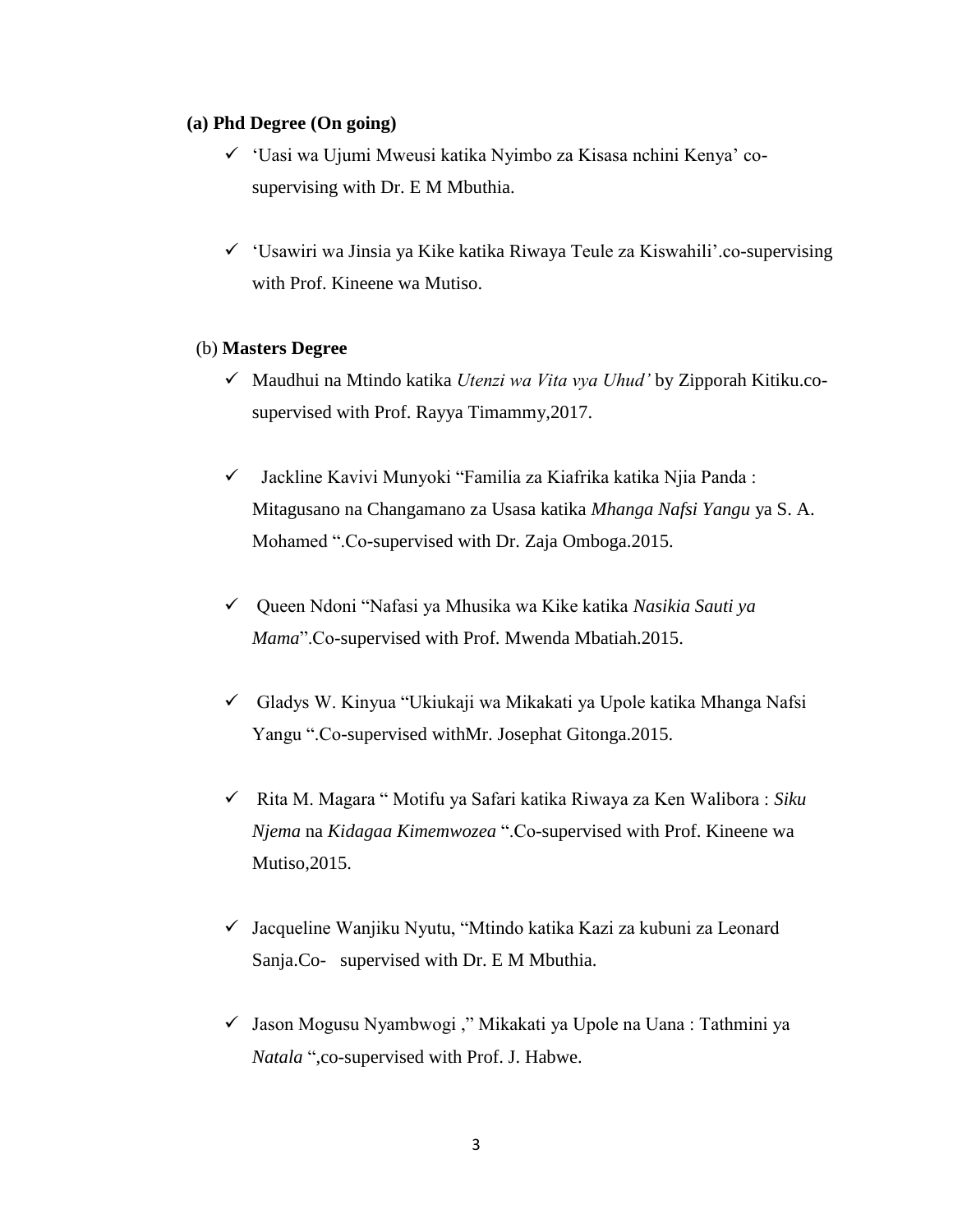**(a) Phd Degree (On going)**

- ✓ 'Uasi wa Ujumi Mweusi katika Nyimbo za Kisasa nchini Kenya' co-supervising with Dr. E M Mbuthia.
- ✓ 'Usawiri wa Jinsia ya Kike katika Riwaya Teule za Kiswahili'.co-supervising with Prof. Kineene wa Mutiso.

(b) **Masters Degree**

- ✓ Maudhui na Mtindo katika *Utenzi wa Vita vya Uhud'* by Zipporah Kitiku.co-supervised with Prof. Rayya Timammy,2017.
- ✓ Jackline Kavivi Munyoki "Familia za Kiafrika katika Njia Panda : Mitagusano na Changamano za Usasa katika *Mhanga Nafsi Yangu* ya S. A. Mohamed ".Co-supervised with Dr. Zaja Omboga.2015.
- ✓ Queen Ndoni "Nafasi ya Mhusika wa Kike katika *Nasikia Sauti ya Mama*".Co-supervised with Prof. Mwenda Mbatiah.2015.
- ✓ Gladys W. Kinyua "Ukiukaji wa Mikakati ya Upole katika Mhanga Nafsi Yangu ".Co-supervised withMr. Josephat Gitonga.2015.
- ✓ Rita M. Magara " Motifu ya Safari katika Riwaya za Ken Walibora : *Siku Njema* na *Kidagaa Kimemwozea* ".Co-supervised with Prof. Kineene wa Mutiso,2015.
- ✓ Jacqueline Wanjiku Nyutu, "Mtindo katika Kazi za kubuni za Leonard Sanja.Co- supervised with Dr. E M Mbuthia.
- ✓ Jason Mogusu Nyambwogi ," Mikakati ya Upole na Uana : Tathmini ya *Natala* ",co-supervised with Prof. J. Habwe.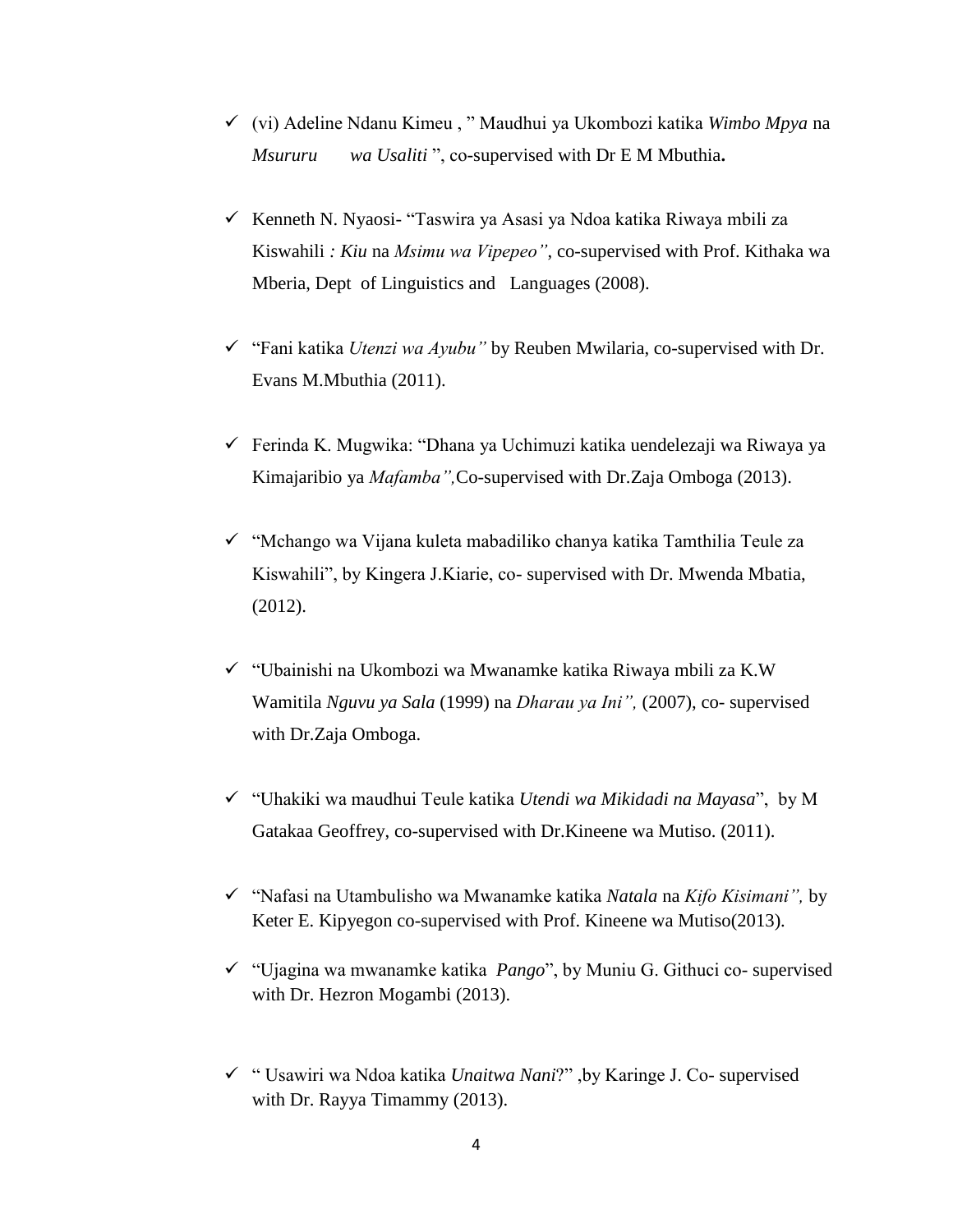- ✓ (vi) Adeline Ndanu Kimeu , " Maudhui ya Ukombozi katika *Wimbo Mpya* na *Msururu wa Usaliti* ", co-supervised with Dr E M Mbuthia**.**

- ✓ Kenneth N. Nyaosi- "Taswira ya Asasi ya Ndoa katika Riwaya mbili za Kiswahili *: Kiu* na *Msimu wa Vipepeo"*, co-supervised with Prof. Kithaka wa Mberia, Dept of Linguistics and Languages (2008).

- ✓ "Fani katika *Utenzi wa Ayubu"* by Reuben Mwilaria, co-supervised with Dr. Evans M.Mbuthia (2011).

- ✓ Ferinda K. Mugwika: "Dhana ya Uchimuzi katika uendelezaji wa Riwaya ya Kimajaribio ya *Mafamba",*Co-supervised with Dr.Zaja Omboga (2013).

- ✓ "Mchango wa Vijana kuleta mabadiliko chanya katika Tamthilia Teule za Kiswahili", by Kingera J.Kiarie, co- supervised with Dr. Mwenda Mbatia, (2012).

- ✓ "Ubainishi na Ukombozi wa Mwanamke katika Riwaya mbili za K.W Wamitila *Nguvu ya Sala* (1999) na *Dharau ya Ini",* (2007), co- supervised with Dr.Zaja Omboga.

- ✓ "Uhakiki wa maudhui Teule katika *Utendi wa Mikidadi na Mayasa*", by M Gatakaa Geoffrey, co-supervised with Dr.Kineene wa Mutiso. (2011).

- ✓ "Nafasi na Utambulisho wa Mwanamke katika *Natala* na *Kifo Kisimani",* by Keter E. Kipyegon co-supervised with Prof. Kineene wa Mutiso(2013).

- ✓ "Ujagina wa mwanamke katika *Pango*", by Muniu G. Githuci co- supervised with Dr. Hezron Mogambi (2013).

- ✓ " Usawiri wa Ndoa katika *Unaitwa Nani*?" ,by Karinge J. Co- supervised with Dr. Rayya Timammy (2013).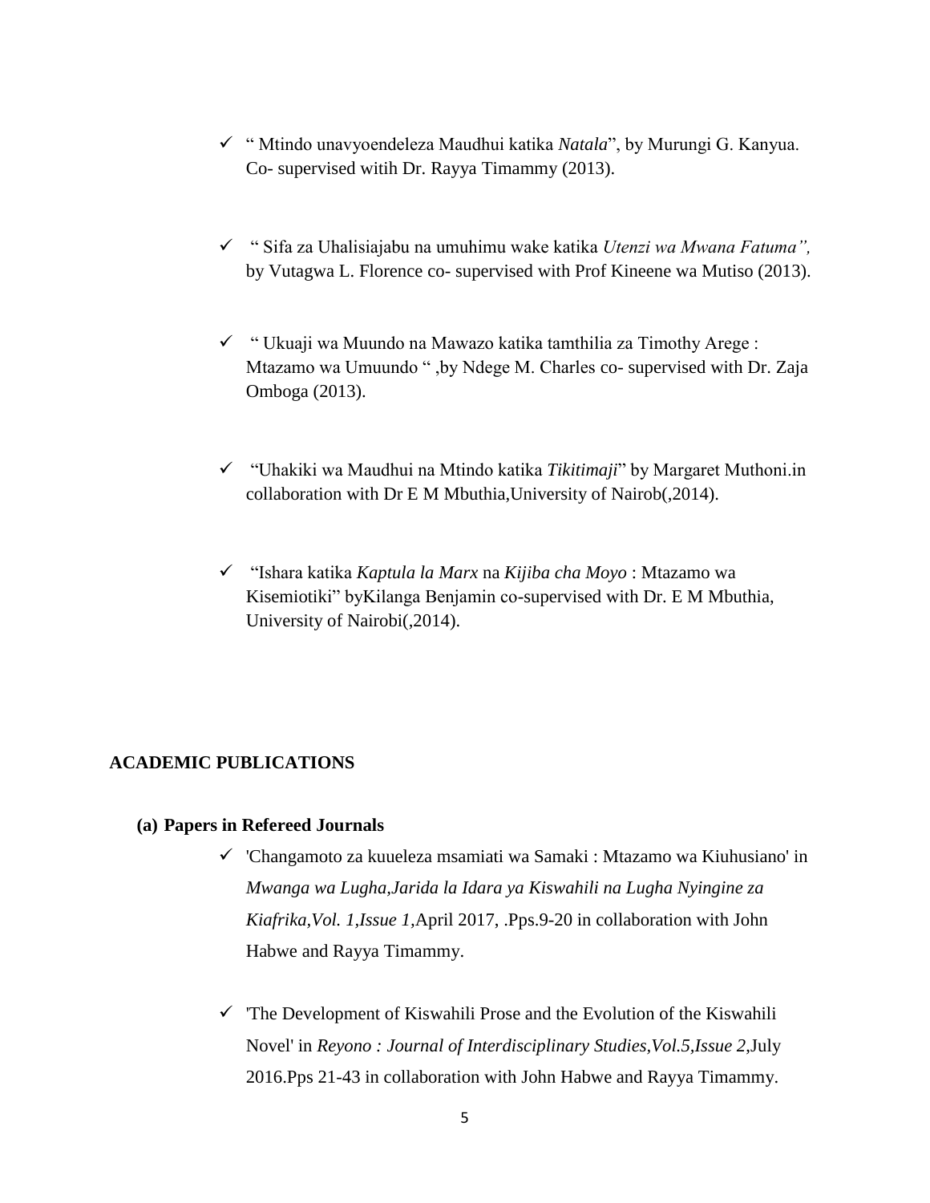- " Mtindo unavyoendeleza Maudhui katika *Natala*", by Murungi G. Kanyua. Co- supervised witih Dr. Rayya Timammy (2013).

- " Sifa za Uhalisiajabu na umuhimu wake katika *Utenzi wa Mwana Fatuma",* by Vutagwa L. Florence co- supervised with Prof Kineene wa Mutiso (2013).

- " Ukuaji wa Muundo na Mawazo katika tamthilia za Timothy Arege : Mtazamo wa Umuundo " ,by Ndege M. Charles co- supervised with Dr. Zaja Omboga (2013).

- "Uhakiki wa Maudhui na Mtindo katika *Tikitimaji*" by Margaret Muthoni.in collaboration with Dr E M Mbuthia,University of Nairob(,2014).

- "Ishara katika *Kaptula la Marx* na *Kijiba cha Moyo* : Mtazamo wa Kisemiotiki" byKilanga Benjamin co-supervised with Dr. E M Mbuthia, University of Nairobi(,2014).

## ACADEMIC PUBLICATIONS

### (a) Papers in Refereed Journals

- 'Changamoto za kuueleza msamiati wa Samaki : Mtazamo wa Kiuhusiano' in *Mwanga wa Lugha,Jarida la Idara ya Kiswahili na Lugha Nyingine za Kiafrika,Vol. 1,Issue 1,*April 2017, .Pps.9-20 in collaboration with John Habwe and Rayya Timammy.

- 'The Development of Kiswahili Prose and the Evolution of the Kiswahili Novel' in *Reyono : Journal of Interdisciplinary Studies,Vol.5,Issue 2,*July 2016.Pps 21-43 in collaboration with John Habwe and Rayya Timammy.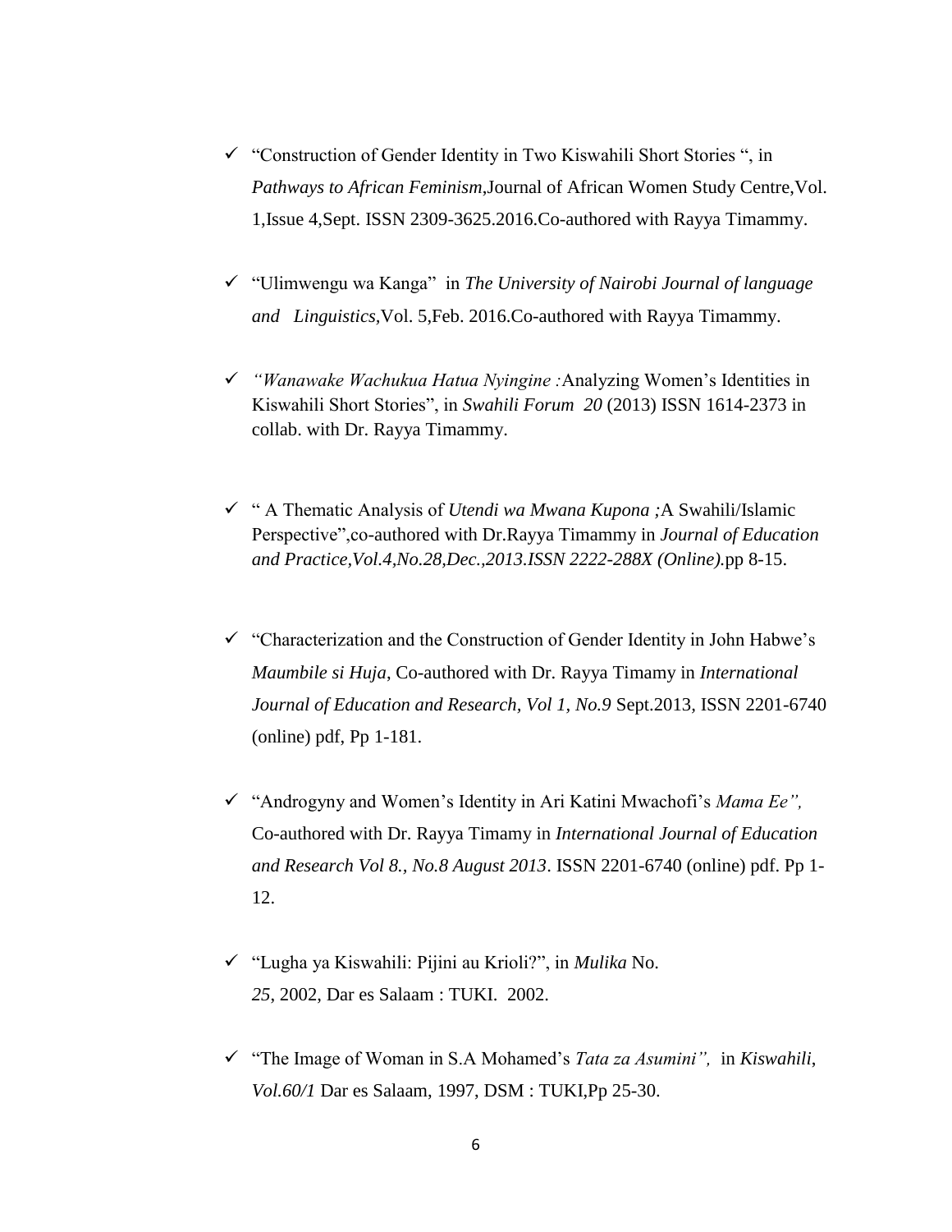- "Construction of Gender Identity in Two Kiswahili Short Stories ", in *Pathways to African Feminism*,Journal of African Women Study Centre,Vol. 1,Issue 4,Sept. ISSN 2309-3625.2016.Co-authored with Rayya Timammy.

- "Ulimwengu wa Kanga" in *The University of Nairobi Journal of language and Linguistics*,Vol. 5,Feb. 2016.Co-authored with Rayya Timammy.

- *"Wanawake Wachukua Hatua Nyingine :*Analyzing Women's Identities in Kiswahili Short Stories", in *Swahili Forum 20* (2013) ISSN 1614-2373 in collab. with Dr. Rayya Timammy.

- " A Thematic Analysis of *Utendi wa Mwana Kupona ;*A Swahili/Islamic Perspective",co-authored with Dr.Rayya Timammy in *Journal of Education and Practice,Vol.4,No.28,Dec.,2013.ISSN 2222-288X (Online).*pp 8-15.

- "Characterization and the Construction of Gender Identity in John Habwe's *Maumbile si Huja*, Co-authored with Dr. Rayya Timamy in *International Journal of Education and Research, Vol 1, No.9* Sept.2013, ISSN 2201-6740 (online) pdf, Pp 1-181.

- "Androgyny and Women's Identity in Ari Katini Mwachofi's *Mama Ee",* Co-authored with Dr. Rayya Timamy in *International Journal of Education and Research Vol 8., No.8 August 2013*. ISSN 2201-6740 (online) pdf. Pp 1-12.

- "Lugha ya Kiswahili: Pijini au Krioli?", in *Mulika* No. *25*, 2002, Dar es Salaam : TUKI. 2002.

- "The Image of Woman in S.A Mohamed's *Tata za Asumini",* in *Kiswahili, Vol.60/1* Dar es Salaam, 1997, DSM : TUKI,Pp 25-30.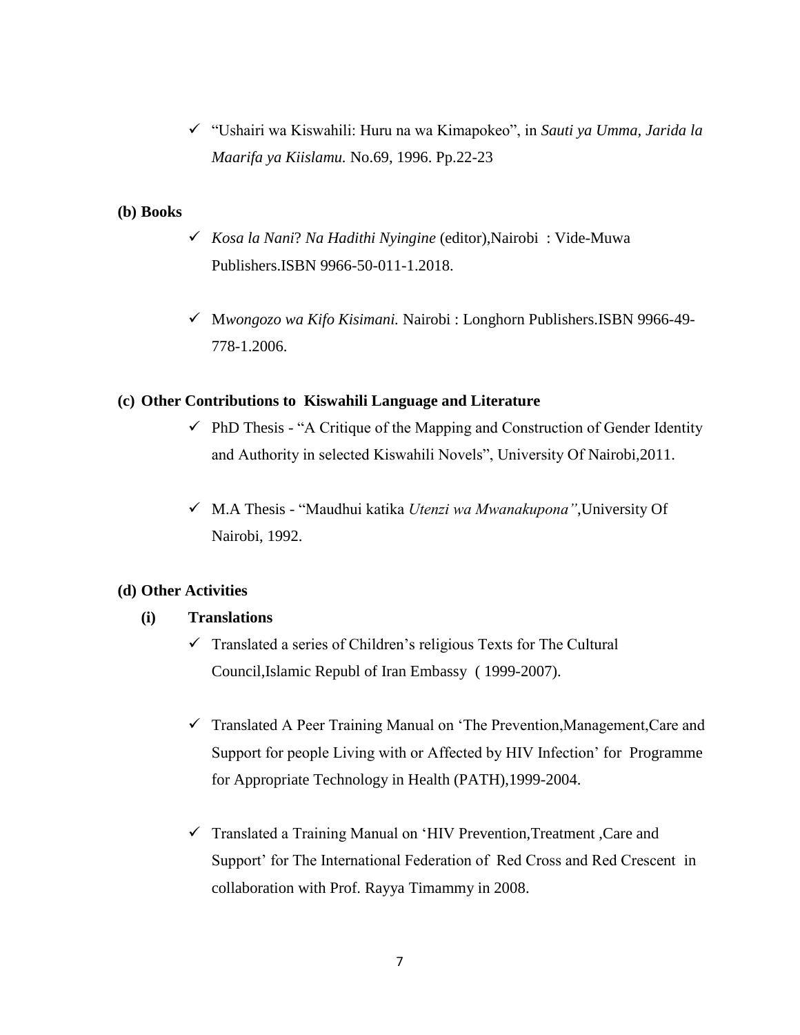- ✓ "Ushairi wa Kiswahili: Huru na wa Kimapokeo", in *Sauti ya Umma, Jarida la Maarifa ya Kiislamu.* No.69, 1996. Pp.22-23

**(b) Books**

- ✓ *Kosa la Nani*? *Na Hadithi Nyingine* (editor),Nairobi : Vide-Muwa Publishers.ISBN 9966-50-011-1.2018.
- ✓ M*wongozo wa Kifo Kisimani.* Nairobi : Longhorn Publishers.ISBN 9966-49-778-1.2006.

**(c) Other Contributions to Kiswahili Language and Literature**

- ✓ PhD Thesis - "A Critique of the Mapping and Construction of Gender Identity and Authority in selected Kiswahili Novels", University Of Nairobi,2011.
- ✓ M.A Thesis - "Maudhui katika *Utenzi wa Mwanakupona"*,University Of Nairobi, 1992.

**(d) Other Activities**

**(i) Translations**

- ✓ Translated a series of Children's religious Texts for The Cultural Council,Islamic Republ of Iran Embassy ( 1999-2007).
- ✓ Translated A Peer Training Manual on 'The Prevention,Management,Care and Support for people Living with or Affected by HIV Infection' for Programme for Appropriate Technology in Health (PATH),1999-2004.
- ✓ Translated a Training Manual on 'HIV Prevention,Treatment ,Care and Support' for The International Federation of Red Cross and Red Crescent in collaboration with Prof. Rayya Timammy in 2008.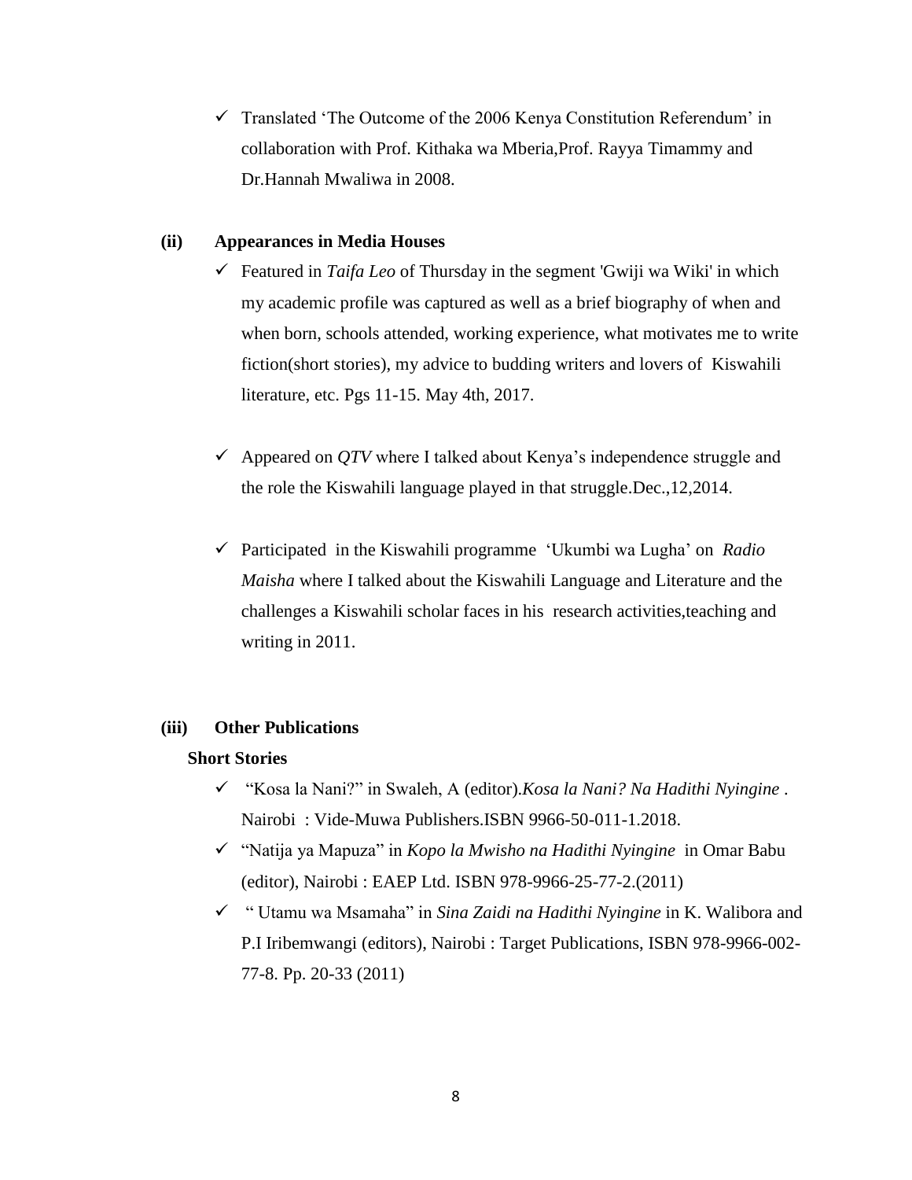- ✓ Translated 'The Outcome of the 2006 Kenya Constitution Referendum' in collaboration with Prof. Kithaka wa Mberia,Prof. Rayya Timammy and Dr.Hannah Mwaliwa in 2008.

**(ii) Appearances in Media Houses**

- ✓ Featured in *Taifa Leo* of Thursday in the segment 'Gwiji wa Wiki' in which my academic profile was captured as well as a brief biography of when and when born, schools attended, working experience, what motivates me to write fiction(short stories), my advice to budding writers and lovers of Kiswahili literature, etc. Pgs 11-15. May 4th, 2017.
- ✓ Appeared on *QTV* where I talked about Kenya's independence struggle and the role the Kiswahili language played in that struggle.Dec.,12,2014.
- ✓ Participated in the Kiswahili programme 'Ukumbi wa Lugha' on *Radio Maisha* where I talked about the Kiswahili Language and Literature and the challenges a Kiswahili scholar faces in his research activities,teaching and writing in 2011.

**(iii) Other Publications**

**Short Stories**

- ✓ "Kosa la Nani?" in Swaleh, A (editor).*Kosa la Nani? Na Hadithi Nyingine* . Nairobi : Vide-Muwa Publishers.ISBN 9966-50-011-1.2018.
- ✓ "Natija ya Mapuza" in *Kopo la Mwisho na Hadithi Nyingine* in Omar Babu (editor), Nairobi : EAEP Ltd. ISBN 978-9966-25-77-2.(2011)
- ✓ " Utamu wa Msamaha" in *Sina Zaidi na Hadithi Nyingine* in K. Walibora and P.I Iribemwangi (editors), Nairobi : Target Publications, ISBN 978-9966-002-77-8. Pp. 20-33 (2011)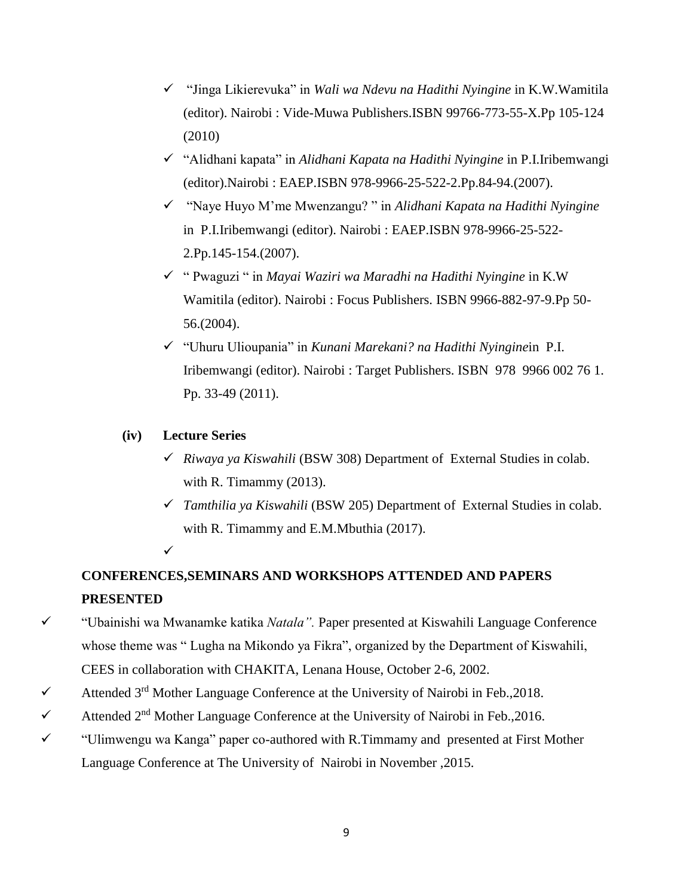- ✓ "Jinga Likierevuka" in *Wali wa Ndevu na Hadithi Nyingine* in K.W.Wamitila (editor). Nairobi : Vide-Muwa Publishers.ISBN 99766-773-55-X.Pp 105-124 (2010)
- ✓ "Alidhani kapata" in *Alidhani Kapata na Hadithi Nyingine* in P.I.Iribemwangi (editor).Nairobi : EAEP.ISBN 978-9966-25-522-2.Pp.84-94.(2007).
- ✓ "Naye Huyo M'me Mwenzangu? " in *Alidhani Kapata na Hadithi Nyingine* in P.I.Iribemwangi (editor). Nairobi : EAEP.ISBN 978-9966-25-522-2.Pp.145-154.(2007).
- ✓ " Pwaguzi " in *Mayai Waziri wa Maradhi na Hadithi Nyingine* in K.W Wamitila (editor). Nairobi : Focus Publishers. ISBN 9966-882-97-9.Pp 50-56.(2004).
- ✓ "Uhuru Ulioupania" in *Kunani Marekani? na Hadithi Nyingine*in P.I. Iribemwangi (editor). Nairobi : Target Publishers. ISBN 978 9966 002 76 1. Pp. 33-49 (2011).

**(iv) Lecture Series**

- ✓ *Riwaya ya Kiswahili* (BSW 308) Department of External Studies in colab. with R. Timammy (2013).
- ✓ *Tamthilia ya Kiswahili* (BSW 205) Department of External Studies in colab. with R. Timammy and E.M.Mbuthia (2017).
- ✓

## CONFERENCES,SEMINARS AND WORKSHOPS ATTENDED AND PAPERS PRESENTED

- ✓ "Ubainishi wa Mwanamke katika *Natala".* Paper presented at Kiswahili Language Conference whose theme was " Lugha na Mikondo ya Fikra", organized by the Department of Kiswahili, CEES in collaboration with CHAKITA, Lenana House, October 2-6, 2002.
- ✓ Attended 3rd Mother Language Conference at the University of Nairobi in Feb.,2018.
- ✓ Attended 2nd Mother Language Conference at the University of Nairobi in Feb.,2016.
- ✓ "Ulimwengu wa Kanga" paper co-authored with R.Timmamy and presented at First Mother Language Conference at The University of Nairobi in November ,2015.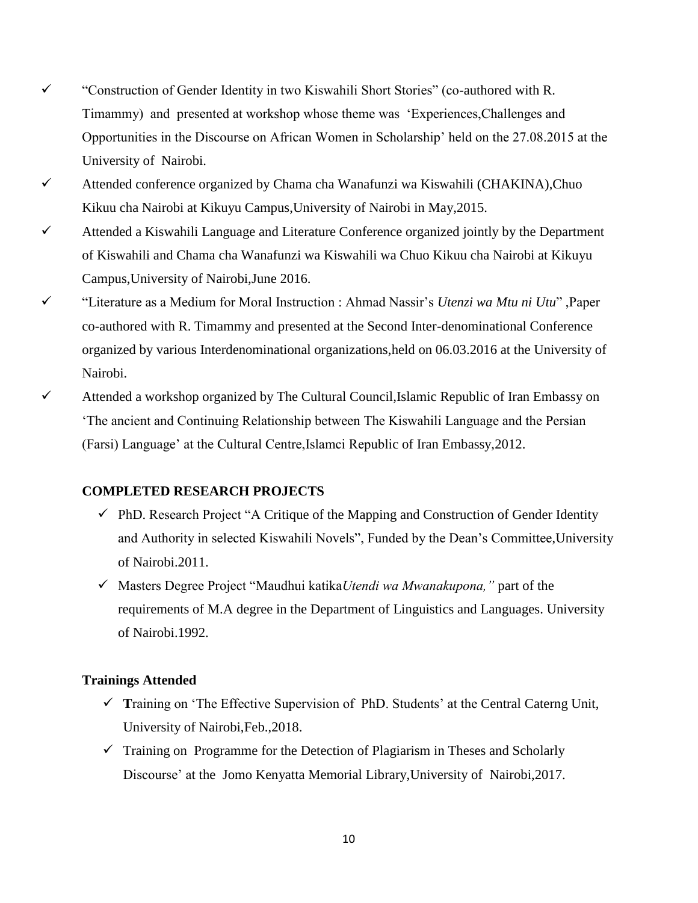- ✓ "Construction of Gender Identity in two Kiswahili Short Stories" (co-authored with R. Timammy) and presented at workshop whose theme was 'Experiences,Challenges and Opportunities in the Discourse on African Women in Scholarship' held on the 27.08.2015 at the University of Nairobi.
- ✓ Attended conference organized by Chama cha Wanafunzi wa Kiswahili (CHAKINA),Chuo Kikuu cha Nairobi at Kikuyu Campus,University of Nairobi in May,2015.
- ✓ Attended a Kiswahili Language and Literature Conference organized jointly by the Department of Kiswahili and Chama cha Wanafunzi wa Kiswahili wa Chuo Kikuu cha Nairobi at Kikuyu Campus,University of Nairobi,June 2016.
- ✓ "Literature as a Medium for Moral Instruction : Ahmad Nassir's *Utenzi wa Mtu ni Utu*" ,Paper co-authored with R. Timammy and presented at the Second Inter-denominational Conference organized by various Interdenominational organizations,held on 06.03.2016 at the University of Nairobi.
- ✓ Attended a workshop organized by The Cultural Council,Islamic Republic of Iran Embassy on 'The ancient and Continuing Relationship between The Kiswahili Language and the Persian (Farsi) Language' at the Cultural Centre,Islamci Republic of Iran Embassy,2012.

**COMPLETED RESEARCH PROJECTS**

- ✓ PhD. Research Project "A Critique of the Mapping and Construction of Gender Identity and Authority in selected Kiswahili Novels", Funded by the Dean's Committee,University of Nairobi.2011.
- ✓ Masters Degree Project "Maudhui katika*Utendi wa Mwanakupona,"* part of the requirements of M.A degree in the Department of Linguistics and Languages. University of Nairobi.1992.

**Trainings Attended**

- ✓ **T**raining on 'The Effective Supervision of PhD. Students' at the Central Caterng Unit, University of Nairobi,Feb.,2018.
- ✓ Training on Programme for the Detection of Plagiarism in Theses and Scholarly Discourse' at the Jomo Kenyatta Memorial Library,University of Nairobi,2017.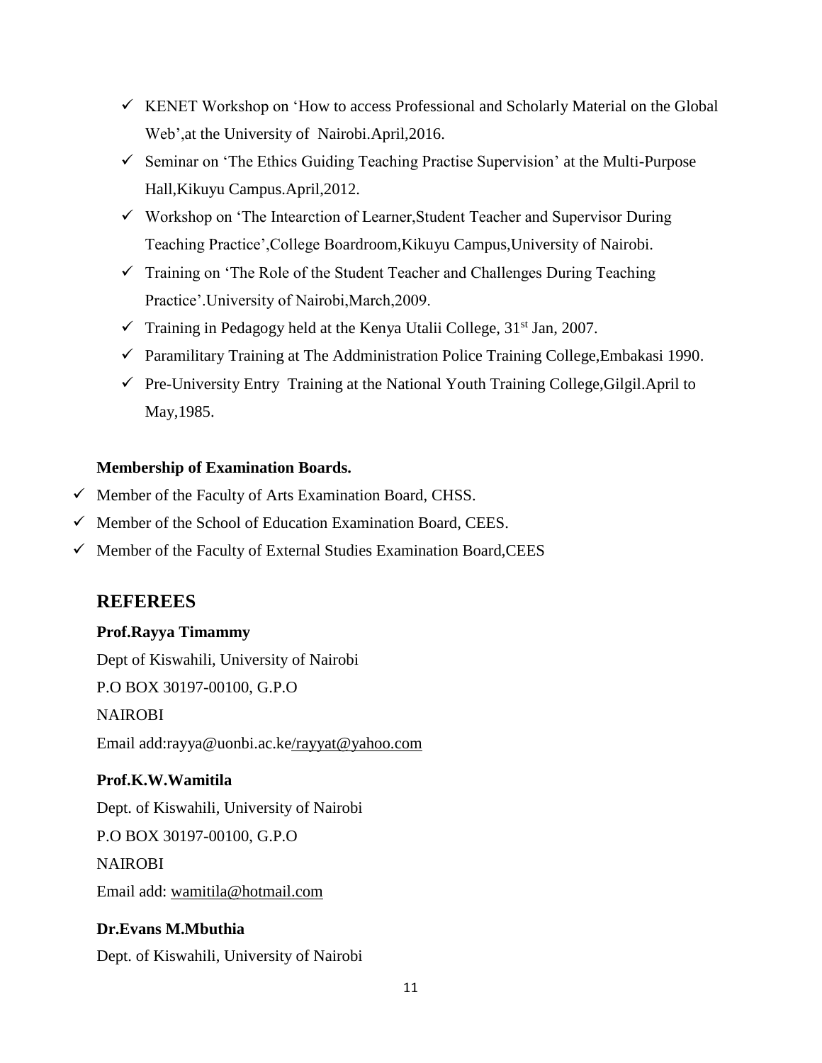- ✓ KENET Workshop on 'How to access Professional and Scholarly Material on the Global Web',at the University of Nairobi.April,2016.
- ✓ Seminar on 'The Ethics Guiding Teaching Practise Supervision' at the Multi-Purpose Hall,Kikuyu Campus.April,2012.
- ✓ Workshop on 'The Intearction of Learner,Student Teacher and Supervisor During Teaching Practice',College Boardroom,Kikuyu Campus,University of Nairobi.
- ✓ Training on 'The Role of the Student Teacher and Challenges During Teaching Practice'.University of Nairobi,March,2009.
- ✓ Training in Pedagogy held at the Kenya Utalii College, 31st Jan, 2007.
- ✓ Paramilitary Training at The Addministration Police Training College,Embakasi 1990.
- ✓ Pre-University Entry Training at the National Youth Training College,Gilgil.April to May,1985.

**Membership of Examination Boards.**

- ✓ Member of the Faculty of Arts Examination Board, CHSS.
- ✓ Member of the School of Education Examination Board, CEES.
- ✓ Member of the Faculty of External Studies Examination Board,CEES

## REFEREES

**Prof.Rayya Timammy**

Dept of Kiswahili, University of Nairobi

P.O BOX 30197-00100, G.P.O

NAIROBI

Email add:rayya@uonbi.ac.ke/rayyat@yahoo.com

**Prof.K.W.Wamitila**

Dept. of Kiswahili, University of Nairobi

P.O BOX 30197-00100, G.P.O

NAIROBI

Email add: wamitila@hotmail.com

**Dr.Evans M.Mbuthia**

Dept. of Kiswahili, University of Nairobi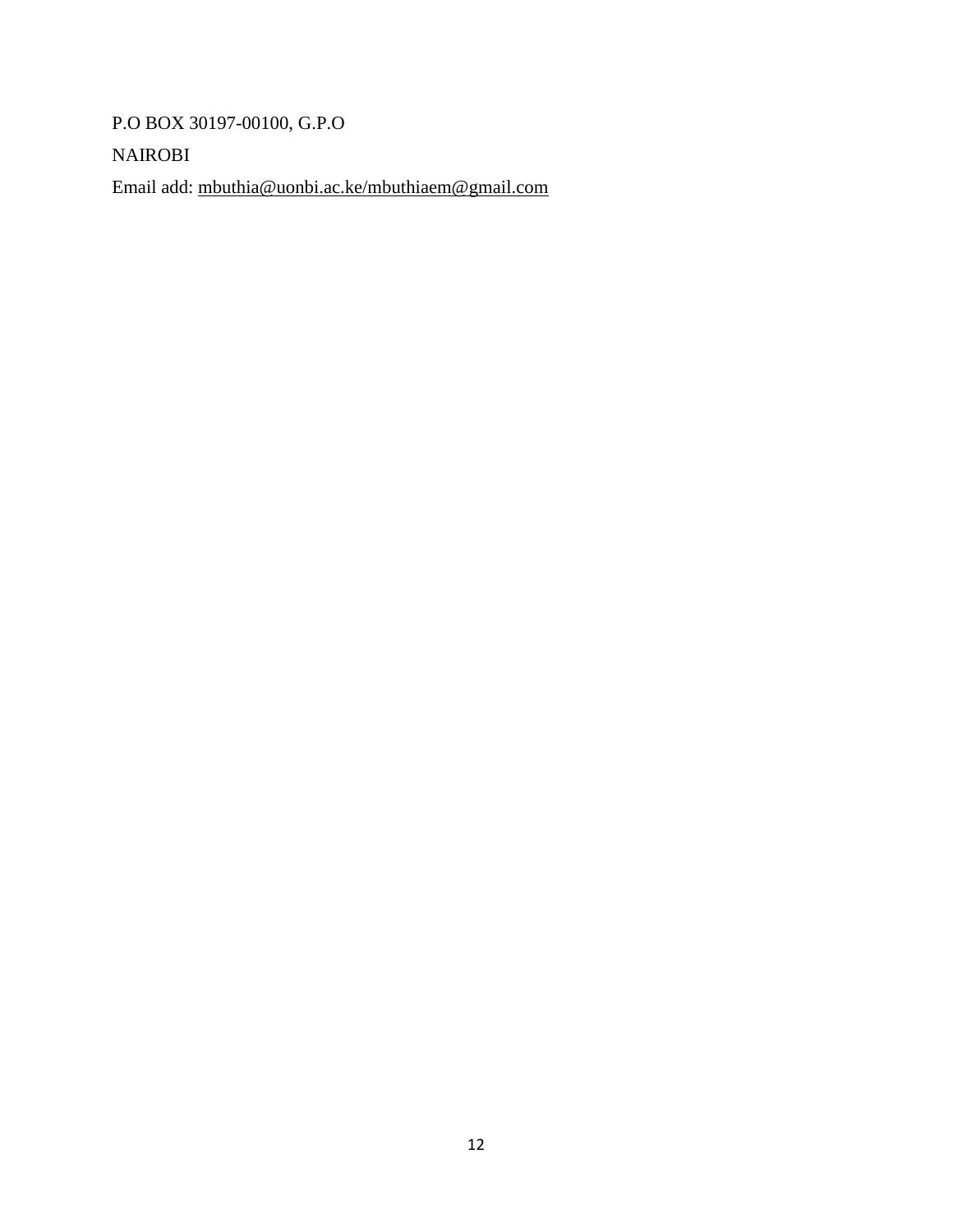P.O BOX 30197-00100, G.P.O

NAIROBI

Email add: mbuthia@uonbi.ac.ke/mbuthiaem@gmail.com